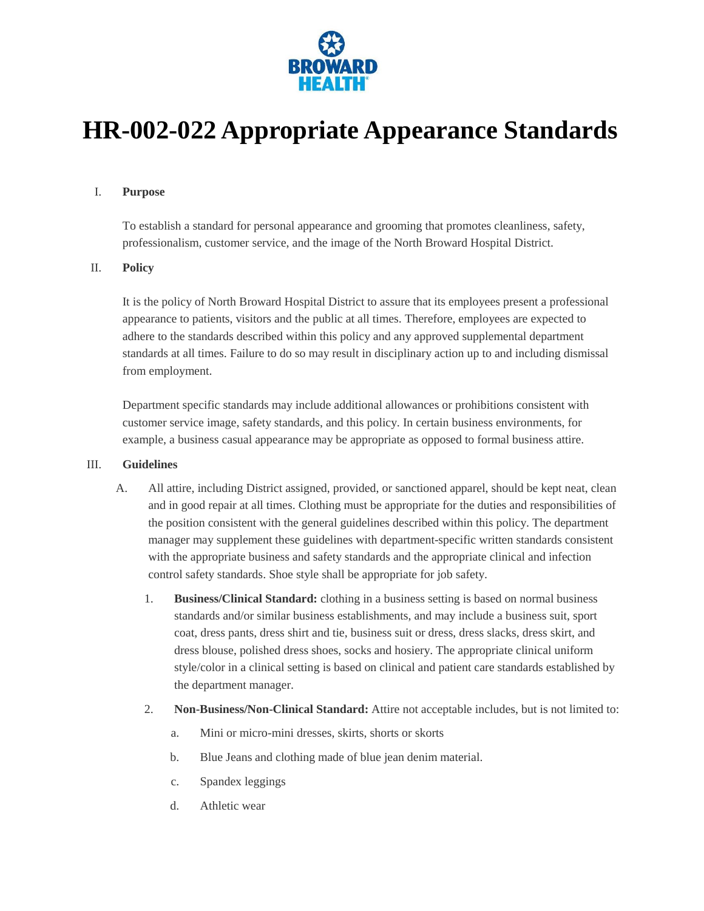BROWARD HEALTH

# HR-002-022 Appropriate Appearance Standards

I. **Purpose**

To establish a standard for personal appearance and grooming that promotes cleanliness, safety, professionalism, customer service, and the image of the North Broward Hospital District.

II. **Policy**

It is the policy of North Broward Hospital District to assure that its employees present a professional appearance to patients, visitors and the public at all times. Therefore, employees are expected to adhere to the standards described within this policy and any approved supplemental department standards at all times. Failure to do so may result in disciplinary action up to and including dismissal from employment.

Department specific standards may include additional allowances or prohibitions consistent with customer service image, safety standards, and this policy. In certain business environments, for example, a business casual appearance may be appropriate as opposed to formal business attire.

III. **Guidelines**

A. All attire, including District assigned, provided, or sanctioned apparel, should be kept neat, clean and in good repair at all times. Clothing must be appropriate for the duties and responsibilities of the position consistent with the general guidelines described within this policy. The department manager may supplement these guidelines with department-specific written standards consistent with the appropriate business and safety standards and the appropriate clinical and infection control safety standards. Shoe style shall be appropriate for job safety.

1. **Business/Clinical Standard:** clothing in a business setting is based on normal business standards and/or similar business establishments, and may include a business suit, sport coat, dress pants, dress shirt and tie, business suit or dress, dress slacks, dress skirt, and dress blouse, polished dress shoes, socks and hosiery. The appropriate clinical uniform style/color in a clinical setting is based on clinical and patient care standards established by the department manager.

2. **Non-Business/Non-Clinical Standard:** Attire not acceptable includes, but is not limited to:

   a. Mini or micro-mini dresses, skirts, shorts or skorts

   b. Blue Jeans and clothing made of blue jean denim material.

   c. Spandex leggings

   d. Athletic wear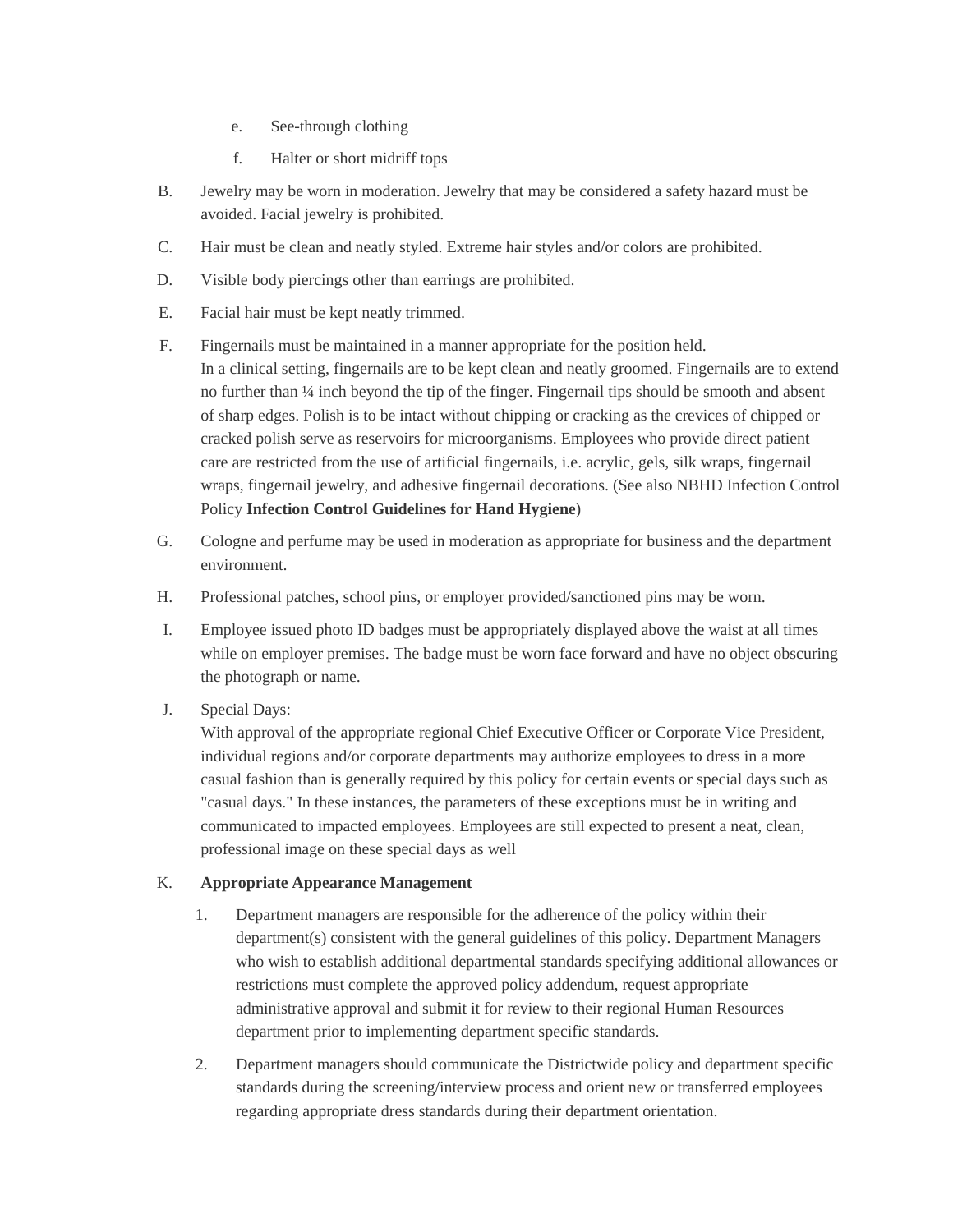e. See-through clothing

   f. Halter or short midriff tops

B. Jewelry may be worn in moderation. Jewelry that may be considered a safety hazard must be avoided. Facial jewelry is prohibited.

C. Hair must be clean and neatly styled. Extreme hair styles and/or colors are prohibited.

D. Visible body piercings other than earrings are prohibited.

E. Facial hair must be kept neatly trimmed.

F. Fingernails must be maintained in a manner appropriate for the position held.
In a clinical setting, fingernails are to be kept clean and neatly groomed. Fingernails are to extend no further than ¼ inch beyond the tip of the finger. Fingernail tips should be smooth and absent of sharp edges. Polish is to be intact without chipping or cracking as the crevices of chipped or cracked polish serve as reservoirs for microorganisms. Employees who provide direct patient care are restricted from the use of artificial fingernails, i.e. acrylic, gels, silk wraps, fingernail wraps, fingernail jewelry, and adhesive fingernail decorations. (See also NBHD Infection Control Policy **Infection Control Guidelines for Hand Hygiene**)

G. Cologne and perfume may be used in moderation as appropriate for business and the department environment.

H. Professional patches, school pins, or employer provided/sanctioned pins may be worn.

I. Employee issued photo ID badges must be appropriately displayed above the waist at all times while on employer premises. The badge must be worn face forward and have no object obscuring the photograph or name.

J. Special Days:
With approval of the appropriate regional Chief Executive Officer or Corporate Vice President, individual regions and/or corporate departments may authorize employees to dress in a more casual fashion than is generally required by this policy for certain events or special days such as "casual days." In these instances, the parameters of these exceptions must be in writing and communicated to impacted employees. Employees are still expected to present a neat, clean, professional image on these special days as well

K. **Appropriate Appearance Management**

   1. Department managers are responsible for the adherence of the policy within their department(s) consistent with the general guidelines of this policy. Department Managers who wish to establish additional departmental standards specifying additional allowances or restrictions must complete the approved policy addendum, request appropriate administrative approval and submit it for review to their regional Human Resources department prior to implementing department specific standards.

   2. Department managers should communicate the Districtwide policy and department specific standards during the screening/interview process and orient new or transferred employees regarding appropriate dress standards during their department orientation.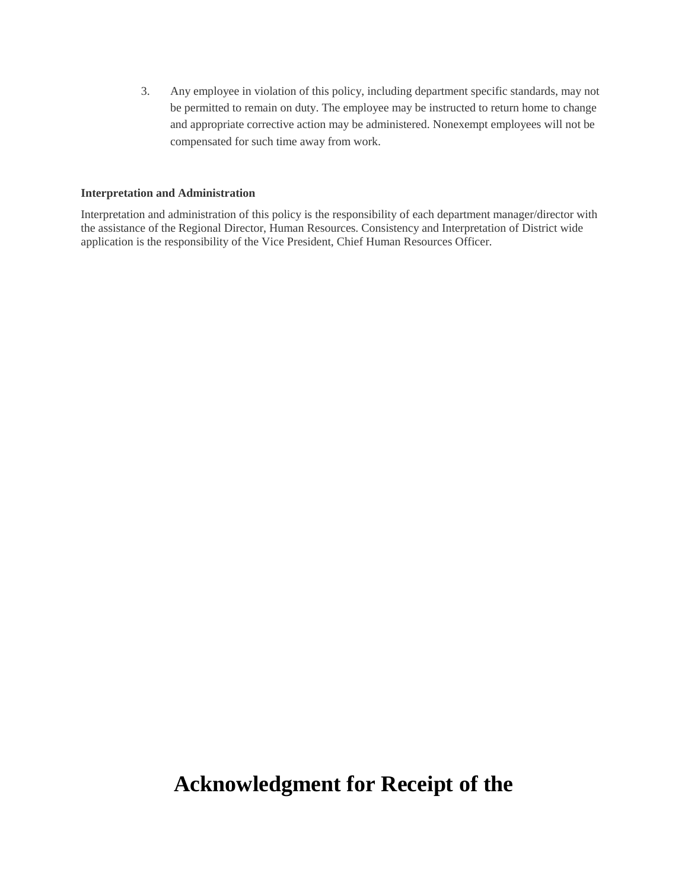3. Any employee in violation of this policy, including department specific standards, may not be permitted to remain on duty. The employee may be instructed to return home to change and appropriate corrective action may be administered. Nonexempt employees will not be compensated for such time away from work.

**Interpretation and Administration**

Interpretation and administration of this policy is the responsibility of each department manager/director with the assistance of the Regional Director, Human Resources. Consistency and Interpretation of District wide application is the responsibility of the Vice President, Chief Human Resources Officer.

# Acknowledgment for Receipt of the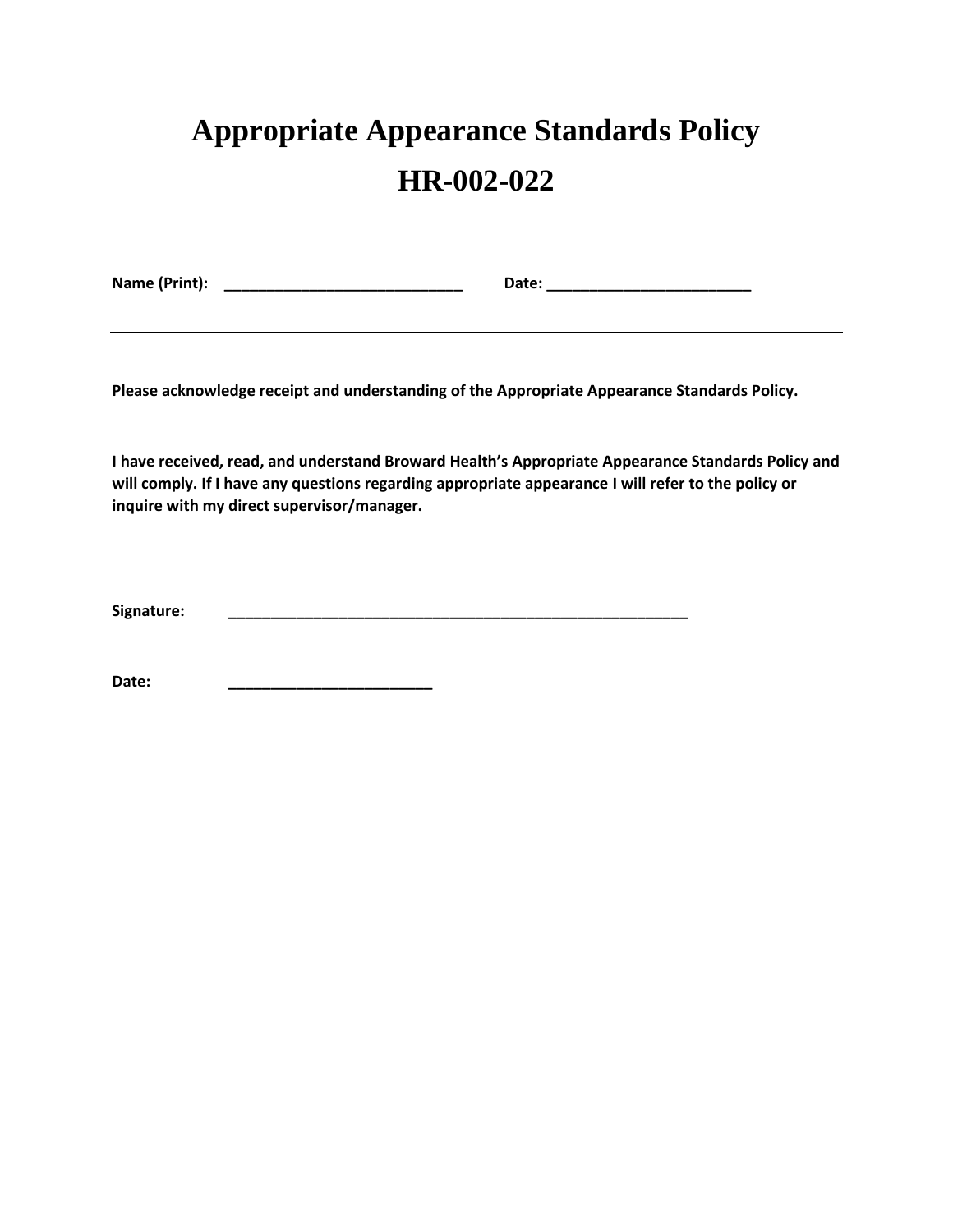# Appropriate Appearance Standards Policy

# HR-002-022

**Name (Print):** ____________________________ **Date:** ________________________

---

**Please acknowledge receipt and understanding of the Appropriate Appearance Standards Policy.**

**I have received, read, and understand Broward Health's Appropriate Appearance Standards Policy and will comply. If I have any questions regarding appropriate appearance I will refer to the policy or inquire with my direct supervisor/manager.**

**Signature:** ______________________________________________________

**Date:** ________________________